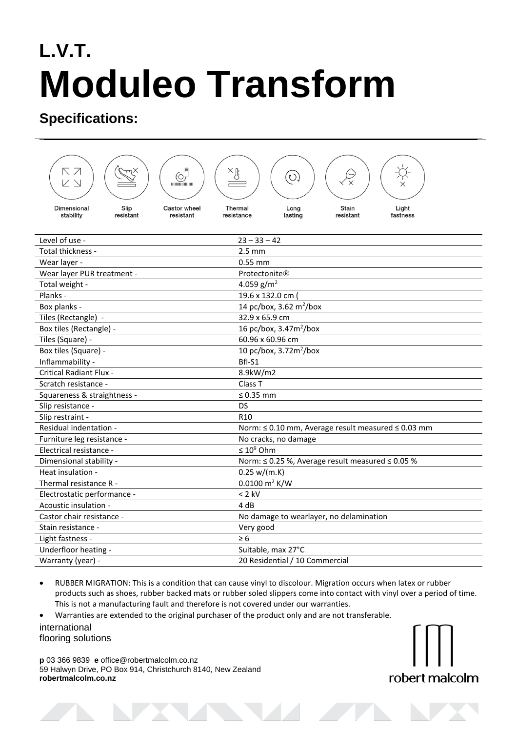# L.V.T.
# Moduleo Transform

## Specifications:

Dimensional stability | Slip resistant | Castor wheel resistant | Thermal resistance | Long lasting | Stain resistant | Light fastness

| | |
|---|---|
| Level of use - | 23 – 33 – 42 |
| Total thickness - | 2.5 mm |
| Wear layer - | 0.55 mm |
| Wear layer PUR treatment - | Protectonite® |
| Total weight - | 4.059 g/m$^2$ |
| Planks - | 19.6 x 132.0 cm ( |
| Box planks - | 14 pc/box, 3.62 m$^2$/box |
| Tiles (Rectangle) - | 32.9 x 65.9 cm |
| Box tiles (Rectangle) - | 16 pc/box, 3.47m$^2$/box |
| Tiles (Square) - | 60.96 x 60.96 cm |
| Box tiles (Square) - | 10 pc/box, 3.72m$^2$/box |
| Inflammability - | Bfl-S1 |
| Critical Radiant Flux - | 8.9kW/m2 |
| Scratch resistance - | Class T |
| Squareness & straightness - | ≤ 0.35 mm |
| Slip resistance - | DS |
| Slip restraint - | R10 |
| Residual indentation - | Norm: ≤ 0.10 mm, Average result measured ≤ 0.03 mm |
| Furniture leg resistance - | No cracks, no damage |
| Electrical resistance - | ≤ $10^9$ Ohm |
| Dimensional stability - | Norm: ≤ 0.25 %, Average result measured ≤ 0.05 % |
| Heat insulation - | 0.25 w/(m.K) |
| Thermal resistance R - | 0.0100 m$^2$ K/W |
| Electrostatic performance - | < 2 kV |
| Acoustic insulation - | 4 dB |
| Castor chair resistance - | No damage to wearlayer, no delamination |
| Stain resistance - | Very good |
| Light fastness - | ≥ 6 |
| Underfloor heating - | Suitable, max 27°C |
| Warranty (year) - | 20 Residential / 10 Commercial |

- RUBBER MIGRATION: This is a condition that can cause vinyl to discolour. Migration occurs when latex or rubber products such as shoes, rubber backed mats or rubber soled slippers come into contact with vinyl over a period of time. This is not a manufacturing fault and therefore is not covered under our warranties.
- Warranties are extended to the original purchaser of the product only and are not transferable.

international
flooring solutions

**p** 03 366 9839 **e** office@robertmalcolm.co.nz
59 Halwyn Drive, PO Box 914, Christchurch 8140, New Zealand
**robertmalcolm.co.nz**

robert malcolm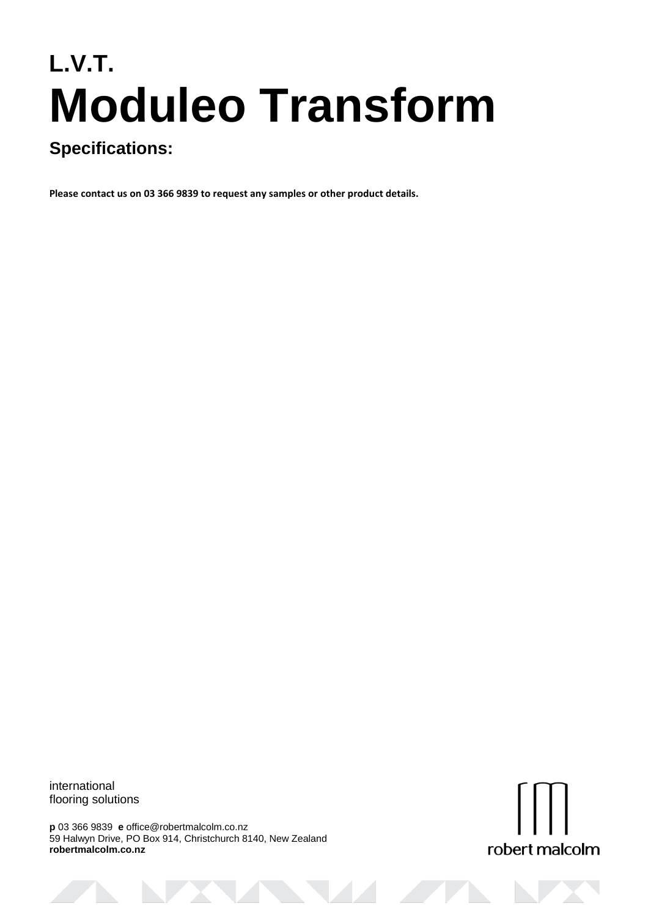L.V.T.

# Moduleo Transform

## Specifications:

**Please contact us on 03 366 9839 to request any samples or other product details.**

international
flooring solutions

**p** 03 366 9839 **e** office@robertmalcolm.co.nz
59 Halwyn Drive, PO Box 914, Christchurch 8140, New Zealand
**robertmalcolm.co.nz**

robert malcolm